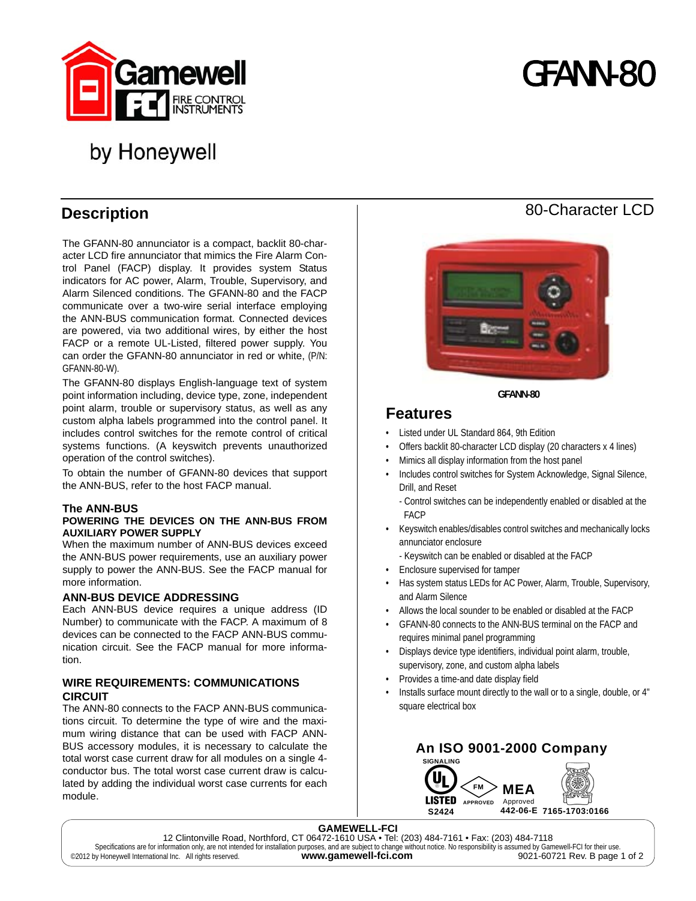# GFANN-80

by Honeywell

## 80-Character LCD

## Description

The GFANN-80 annunciator is a compact, backlit 80-character LCD fire annunciator that mimics the Fire Alarm Control Panel (FACP) display. It provides system Status indicators for AC power, Alarm, Trouble, Supervisory, and Alarm Silenced conditions. The GFANN-80 and the FACP communicate over a two-wire serial interface employing the ANN-BUS communication format. Connected devices are powered, via two additional wires, by either the host FACP or a remote UL-Listed, filtered power supply. You can order the GFANN-80 annunciator in red or white, (P/N: GFANN-80-W).

The GFANN-80 displays English-language text of system point information including, device type, zone, independent point alarm, trouble or supervisory status, as well as any custom alpha labels programmed into the control panel. It includes control switches for the remote control of critical systems functions. (A keyswitch prevents unauthorized operation of the control switches).

To obtain the number of GFANN-80 devices that support the ANN-BUS, refer to the host FACP manual.

### The ANN-BUS

#### POWERING THE DEVICES ON THE ANN-BUS FROM AUXILIARY POWER SUPPLY

When the maximum number of ANN-BUS devices exceed the ANN-BUS power requirements, use an auxiliary power supply to power the ANN-BUS. See the FACP manual for more information.

#### ANN-BUS DEVICE ADDRESSING

Each ANN-BUS device requires a unique address (ID Number) to communicate with the FACP. A maximum of 8 devices can be connected to the FACP ANN-BUS communication circuit. See the FACP manual for more information.

#### WIRE REQUIREMENTS: COMMUNICATIONS CIRCUIT

The ANN-80 connects to the FACP ANN-BUS communications circuit. To determine the type of wire and the maximum wiring distance that can be used with FACP ANN-BUS accessory modules, it is necessary to calculate the total worst case current draw for all modules on a single 4-conductor bus. The total worst case current draw is calculated by adding the individual worst case currents for each module.

GFANN-80

## Features

- Listed under UL Standard 864, 9th Edition
- Offers backlit 80-character LCD display (20 characters x 4 lines)
- Mimics all display information from the host panel
- Includes control switches for System Acknowledge, Signal Silence, Drill, and Reset
  - Control switches can be independently enabled or disabled at the FACP
- Keyswitch enables/disables control switches and mechanically locks annunciator enclosure
  - Keyswitch can be enabled or disabled at the FACP
- Enclosure supervised for tamper
- Has system status LEDs for AC Power, Alarm, Trouble, Supervisory, and Alarm Silence
- Allows the local sounder to be enabled or disabled at the FACP
- GFANN-80 connects to the ANN-BUS terminal on the FACP and requires minimal panel programming
- Displays device type identifiers, individual point alarm, trouble, supervisory, zone, and custom alpha labels
- Provides a time-and date display field
- Installs surface mount directly to the wall or to a single, double, or 4" square electrical box

**An ISO 9001-2000 Company**

SIGNALING LISTED S2424 · FM APPROVED · MEA Approved 442-06-E · 7165-1703:0166

**GAMEWELL-FCI**
12 Clintonville Road, Northford, CT 06472-1610 USA • Tel: (203) 484-7161 • Fax: (203) 484-7118
Specifications are for information only, are not intended for installation purposes, and are subject to change without notice. No responsibility is assumed by Gamewell-FCI for their use.
©2012 by Honeywell International Inc. All rights reserved. **www.gamewell-fci.com** 9021-60721 Rev. B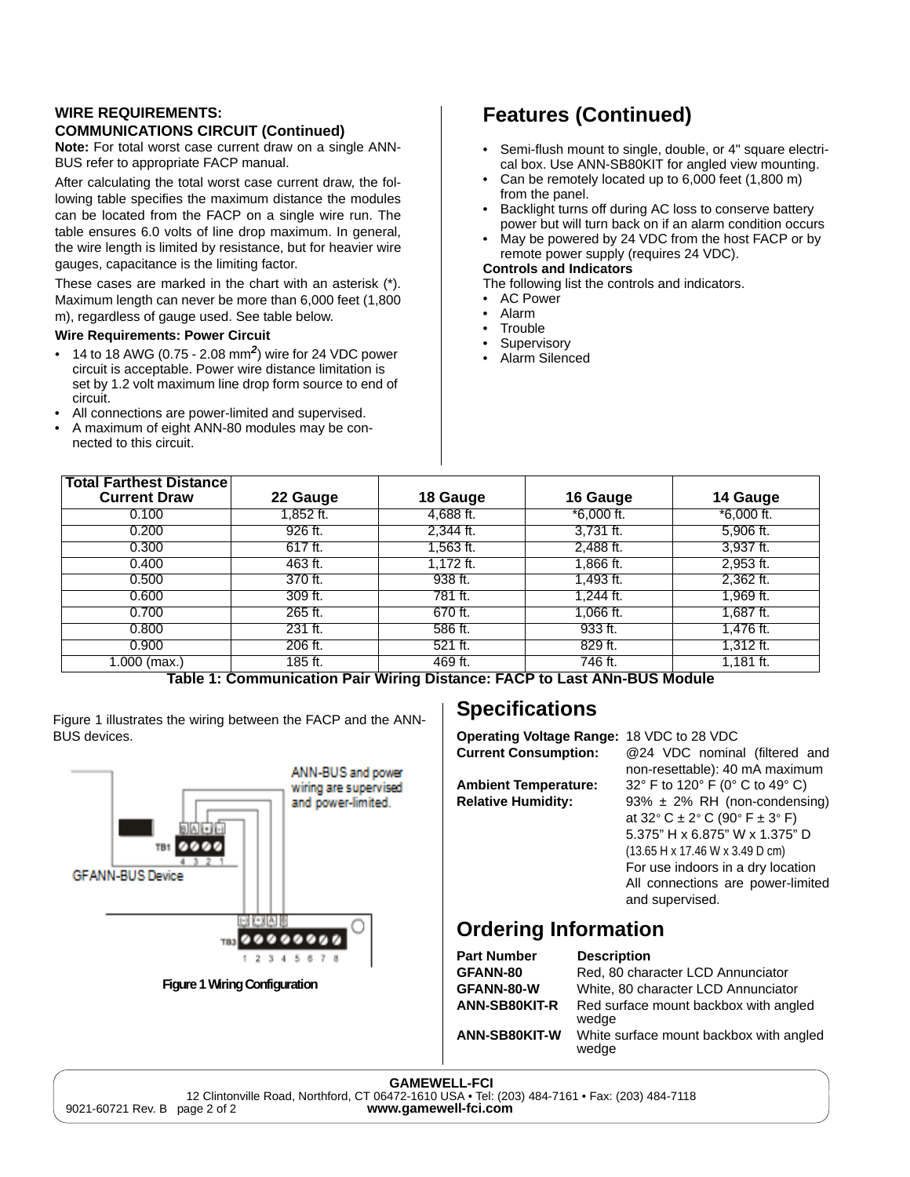**WIRE REQUIREMENTS: COMMUNICATIONS CIRCUIT (Continued)**

**Note:** For total worst case current draw on a single ANN-BUS refer to appropriate FACP manual.

After calculating the total worst case current draw, the following table specifies the maximum distance the modules can be located from the FACP on a single wire run. The table ensures 6.0 volts of line drop maximum. In general, the wire length is limited by resistance, but for heavier wire gauges, capacitance is the limiting factor.

These cases are marked in the chart with an asterisk (*). Maximum length can never be more than 6,000 feet (1,800 m), regardless of gauge used. See table below.

**Wire Requirements: Power Circuit**

- 14 to 18 AWG (0.75 - 2.08 mm$^2$) wire for 24 VDC power circuit is acceptable. Power wire distance limitation is set by 1.2 volt maximum line drop form source to end of circuit.
- All connections are power-limited and supervised.
- A maximum of eight ANN-80 modules may be connected to this circuit.

## Features (Continued)

- Semi-flush mount to single, double, or 4" square electrical box. Use ANN-SB80KIT for angled view mounting.
- Can be remotely located up to 6,000 feet (1,800 m) from the panel.
- Backlight turns off during AC loss to conserve battery power but will turn back on if an alarm condition occurs
- May be powered by 24 VDC from the host FACP or by remote power supply (requires 24 VDC).

**Controls and Indicators**

The following list the controls and indicators.

- AC Power
- Alarm
- Trouble
- Supervisory
- Alarm Silenced

| Total Farthest Distance Current Draw | 22 Gauge | 18 Gauge | 16 Gauge | 14 Gauge |
|---|---|---|---|---|
| 0.100 | 1,852 ft. | 4,688 ft. | *6,000 ft. | *6,000 ft. |
| 0.200 | 926 ft. | 2,344 ft. | 3,731 ft. | 5,906 ft. |
| 0.300 | 617 ft. | 1,563 ft. | 2,488 ft. | 3,937 ft. |
| 0.400 | 463 ft. | 1,172 ft. | 1,866 ft. | 2,953 ft. |
| 0.500 | 370 ft. | 938 ft. | 1,493 ft. | 2,362 ft. |
| 0.600 | 309 ft. | 781 ft. | 1,244 ft. | 1,969 ft. |
| 0.700 | 265 ft. | 670 ft. | 1,066 ft. | 1,687 ft. |
| 0.800 | 231 ft. | 586 ft. | 933 ft. | 1,476 ft. |
| 0.900 | 206 ft. | 521 ft. | 829 ft. | 1,312 ft. |
| 1.000 (max.) | 185 ft. | 469 ft. | 746 ft. | 1,181 ft. |

**Table 1: Communication Pair Wiring Distance: FACP to Last ANn-BUS Module**

Figure 1 illustrates the wiring between the FACP and the ANN-BUS devices.

ANN-BUS and power wiring are supervised and power-limited.

TB1

4 3 2 1

GFANN-BUS Device

TB3

1 2 3 4 5 6 7 8

**Figure 1 Wiring Configuration**

## Specifications

**Operating Voltage Range:** 18 VDC to 28 VDC
**Current Consumption:** @24 VDC nominal (filtered and non-resettable): 40 mA maximum
**Ambient Temperature:** 32° F to 120° F (0° C to 49° C)
**Relative Humidity:** 93% ± 2% RH (non-condensing) at 32° C ± 2° C (90° F ± 3° F)
5.375" H x 6.875" W x 1.375" D (13.65 H x 17.46 W x 3.49 D cm)
For use indoors in a dry location
All connections are power-limited and supervised.

## Ordering Information

| Part Number | Description |
|---|---|
| **GFANN-80** | Red, 80 character LCD Annunciator |
| **GFANN-80-W** | White, 80 character LCD Annunciator |
| **ANN-SB80KIT-R** | Red surface mount backbox with angled wedge |
| **ANN-SB80KIT-W** | White surface mount backbox with angled wedge |

**GAMEWELL-FCI**
12 Clintonville Road, Northford, CT 06472-1610 USA • Tel: (203) 484-7161 • Fax: (203) 484-7118
9021-60721 Rev. B
**www.gamewell-fci.com**